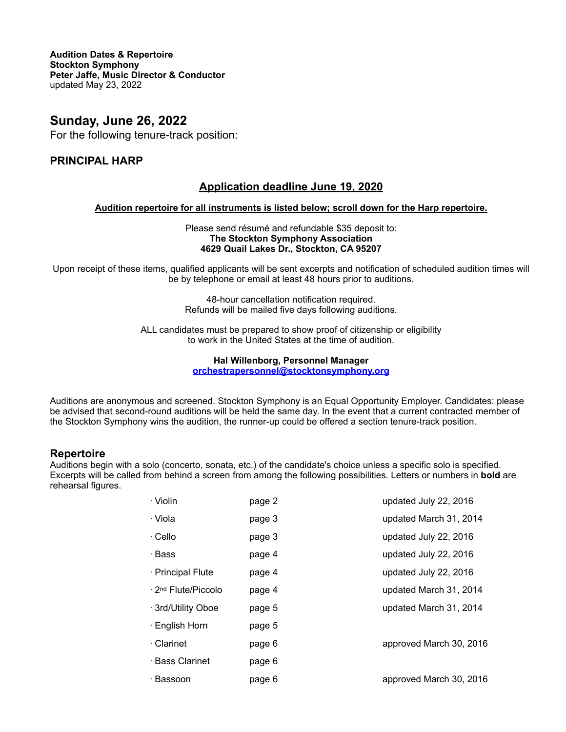**Audition Dates & Repertoire**
**Stockton Symphony**
**Peter Jaffe, Music Director & Conductor**
updated May 23, 2022

## Sunday, June 26, 2022

For the following tenure-track position:

### PRINCIPAL HARP

**Application deadline June 19, 2020**

**Audition repertoire for all instruments is listed below; scroll down for the Harp repertoire.**

Please send résumé and refundable $35 deposit to:
**The Stockton Symphony Association**
**4629 Quail Lakes Dr., Stockton, CA 95207**

Upon receipt of these items, qualified applicants will be sent excerpts and notification of scheduled audition times will be by telephone or email at least 48 hours prior to auditions.

48-hour cancellation notification required.
Refunds will be mailed five days following auditions.

ALL candidates must be prepared to show proof of citizenship or eligibility to work in the United States at the time of audition.

**Hal Willenborg, Personnel Manager**
orchestrapersonnel@stocktonsymphony.org

Auditions are anonymous and screened. Stockton Symphony is an Equal Opportunity Employer. Candidates: please be advised that second-round auditions will be held the same day. In the event that a current contracted member of the Stockton Symphony wins the audition, the runner-up could be offered a section tenure-track position.

## Repertoire

Auditions begin with a solo (concerto, sonata, etc.) of the candidate's choice unless a specific solo is specified. Excerpts will be called from behind a screen from among the following possibilities. Letters or numbers in **bold** are rehearsal figures.

| Instrument | Page | Updated |
|---|---|---|
| · Violin | page 2 | updated July 22, 2016 |
| · Viola | page 3 | updated March 31, 2014 |
| · Cello | page 3 | updated July 22, 2016 |
| · Bass | page 4 | updated July 22, 2016 |
| · Principal Flute | page 4 | updated July 22, 2016 |
| · 2nd Flute/Piccolo | page 4 | updated March 31, 2014 |
| · 3rd/Utility Oboe | page 5 | updated March 31, 2014 |
| · English Horn | page 5 | |
| · Clarinet | page 6 | approved March 30, 2016 |
| · Bass Clarinet | page 6 | |
| · Bassoon | page 6 | approved March 30, 2016 |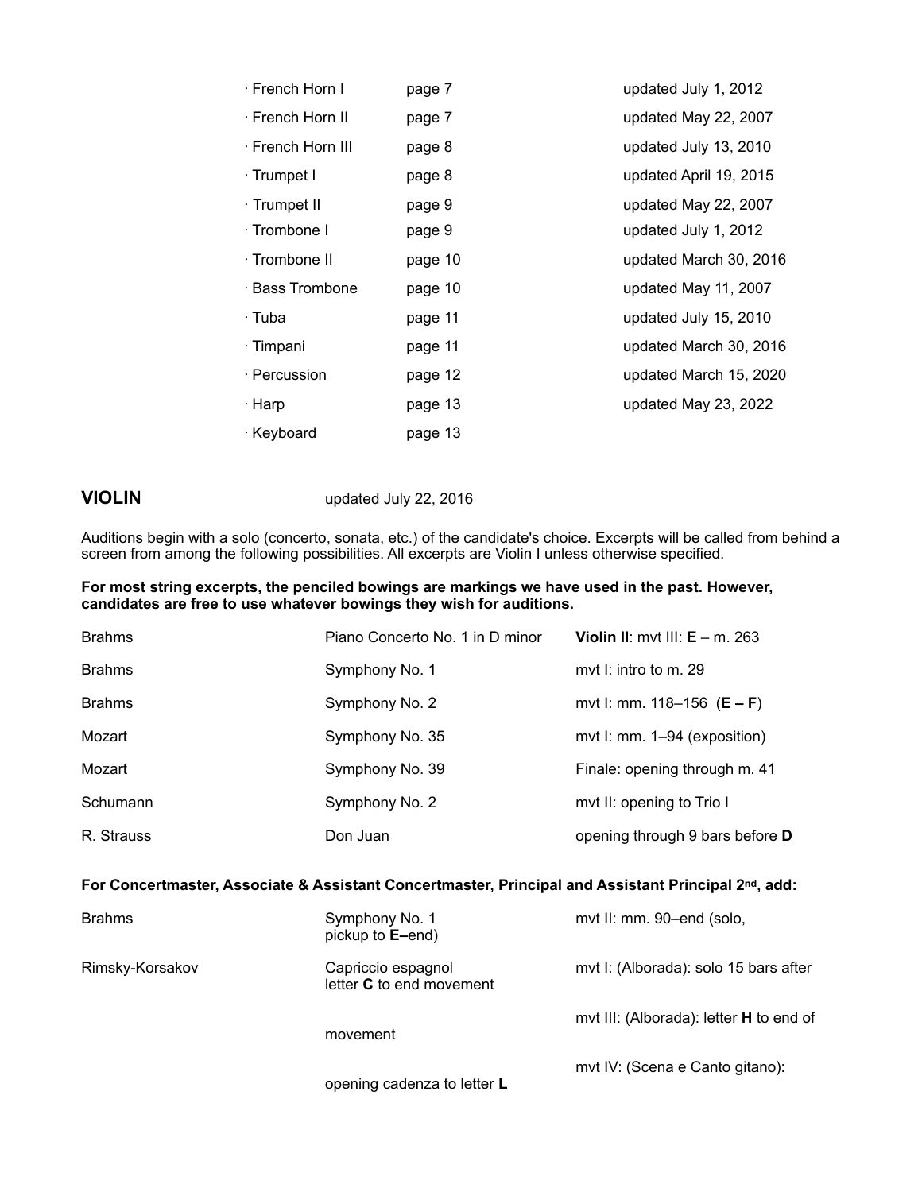| | | |
|---|---|---|
| · French Horn I | page 7 | updated July 1, 2012 |
| · French Horn II | page 7 | updated May 22, 2007 |
| · French Horn III | page 8 | updated July 13, 2010 |
| · Trumpet I | page 8 | updated April 19, 2015 |
| · Trumpet II | page 9 | updated May 22, 2007 |
| · Trombone I | page 9 | updated July 1, 2012 |
| · Trombone II | page 10 | updated March 30, 2016 |
| · Bass Trombone | page 10 | updated May 11, 2007 |
| · Tuba | page 11 | updated July 15, 2010 |
| · Timpani | page 11 | updated March 30, 2016 |
| · Percussion | page 12 | updated March 15, 2020 |
| · Harp | page 13 | updated May 23, 2022 |
| · Keyboard | page 13 | |

## VIOLIN

updated July 22, 2016

Auditions begin with a solo (concerto, sonata, etc.) of the candidate's choice. Excerpts will be called from behind a screen from among the following possibilities. All excerpts are Violin I unless otherwise specified.

**For most string excerpts, the penciled bowings are markings we have used in the past. However, candidates are free to use whatever bowings they wish for auditions.**

| | | |
|---|---|---|
| Brahms | Piano Concerto No. 1 in D minor | **Violin II**: mvt III: **E** – m. 263 |
| Brahms | Symphony No. 1 | mvt I: intro to m. 29 |
| Brahms | Symphony No. 2 | mvt I: mm. 118–156 (**E – F**) |
| Mozart | Symphony No. 35 | mvt I: mm. 1–94 (exposition) |
| Mozart | Symphony No. 39 | Finale: opening through m. 41 |
| Schumann | Symphony No. 2 | mvt II: opening to Trio I |
| R. Strauss | Don Juan | opening through 9 bars before **D** |

**For Concertmaster, Associate & Assistant Concertmaster, Principal and Assistant Principal 2nd, add:**

| | | |
|---|---|---|
| Brahms | Symphony No. 1 | mvt II: mm. 90–end (solo, pickup to **E**–end) |
| Rimsky-Korsakov | Capriccio espagnol | mvt I: (Alborada): solo 15 bars after letter **C** to end movement |
| | | mvt III: (Alborada): letter **H** to end of movement |
| | | mvt IV: (Scena e Canto gitano): opening cadenza to letter **L** |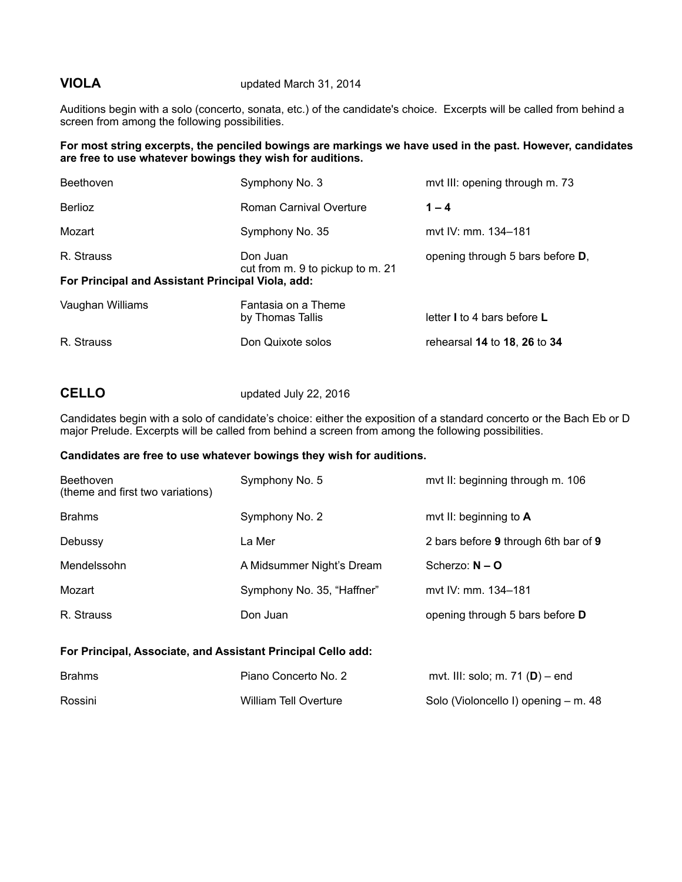## VIOLA

updated March 31, 2014

Auditions begin with a solo (concerto, sonata, etc.) of the candidate's choice. Excerpts will be called from behind a screen from among the following possibilities.

**For most string excerpts, the penciled bowings are markings we have used in the past. However, candidates are free to use whatever bowings they wish for auditions.**

| Composer | Work | Excerpt |
|---|---|---|
| Beethoven | Symphony No. 3 | mvt III: opening through m. 73 |
| Berlioz | Roman Carnival Overture | **1 – 4** |
| Mozart | Symphony No. 35 | mvt IV: mm. 134–181 |
| R. Strauss | Don Juan | opening through 5 bars before **D**, cut from m. 9 to pickup to m. 21 |

**For Principal and Assistant Principal Viola, add:**

| Composer | Work | Excerpt |
|---|---|---|
| Vaughan Williams | Fantasia on a Theme by Thomas Tallis | letter **I** to 4 bars before **L** |
| R. Strauss | Don Quixote solos | rehearsal **14** to **18**, **26** to **34** |

## CELLO

updated July 22, 2016

Candidates begin with a solo of candidate's choice: either the exposition of a standard concerto or the Bach Eb or D major Prelude. Excerpts will be called from behind a screen from among the following possibilities.

**Candidates are free to use whatever bowings they wish for auditions.**

| Composer | Work | Excerpt |
|---|---|---|
| Beethoven (theme and first two variations) | Symphony No. 5 | mvt II: beginning through m. 106 |
| Brahms | Symphony No. 2 | mvt II: beginning to **A** |
| Debussy | La Mer | 2 bars before **9** through 6th bar of **9** |
| Mendelssohn | A Midsummer Night's Dream | Scherzo: **N – O** |
| Mozart | Symphony No. 35, "Haffner" | mvt IV: mm. 134–181 |
| R. Strauss | Don Juan | opening through 5 bars before **D** |

**For Principal, Associate, and Assistant Principal Cello add:**

| Composer | Work | Excerpt |
|---|---|---|
| Brahms | Piano Concerto No. 2 | mvt. III: solo; m. 71 (**D**) – end |
| Rossini | William Tell Overture | Solo (Violoncello I) opening – m. 48 |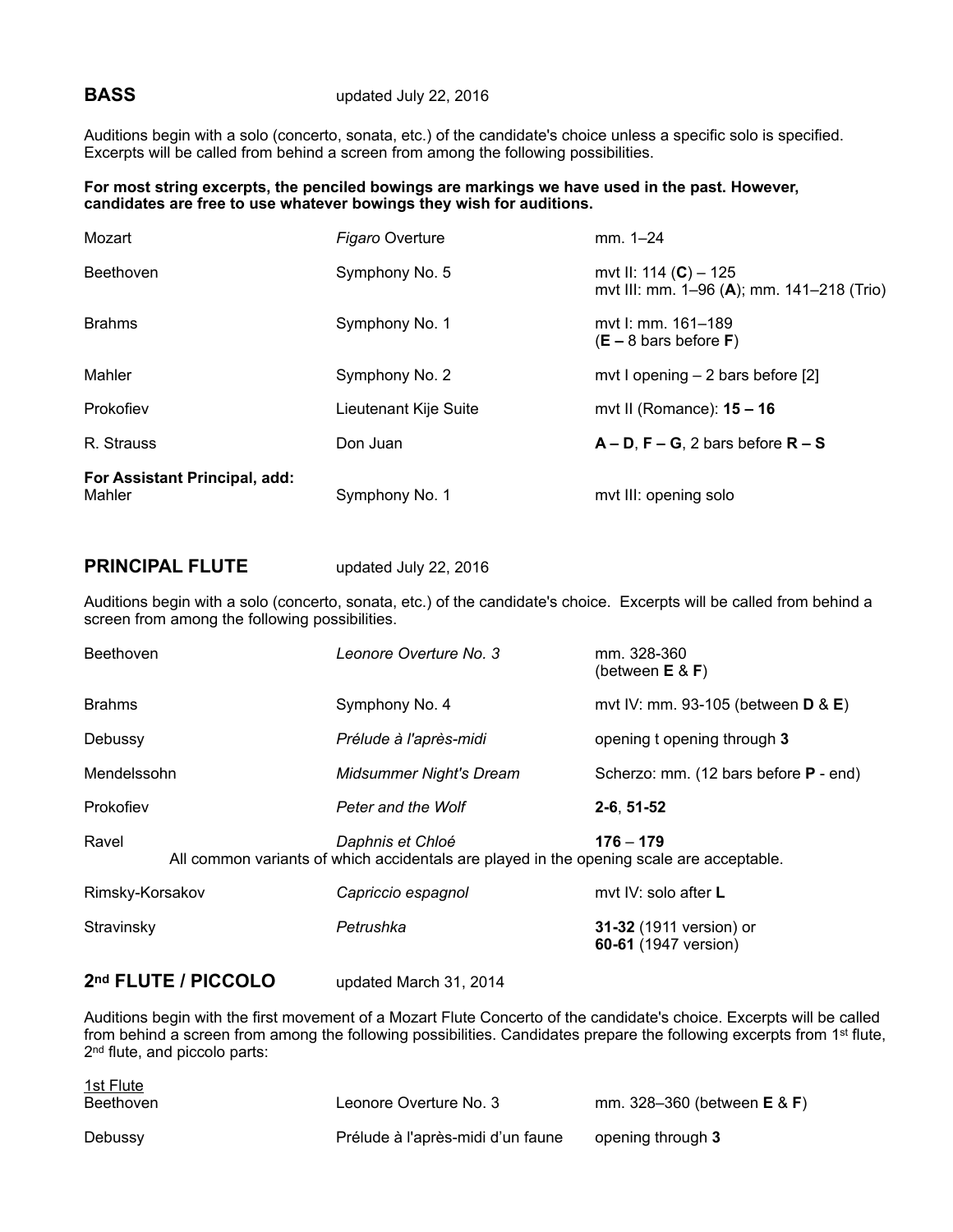## BASS

updated July 22, 2016

Auditions begin with a solo (concerto, sonata, etc.) of the candidate's choice unless a specific solo is specified. Excerpts will be called from behind a screen from among the following possibilities.

**For most string excerpts, the penciled bowings are markings we have used in the past. However, candidates are free to use whatever bowings they wish for auditions.**

| Composer | Work | Excerpt |
|---|---|---|
| Mozart | *Figaro* Overture | mm. 1–24 |
| Beethoven | Symphony No. 5 | mvt II: 114 (**C**) – 125<br>mvt III: mm. 1–96 (**A**); mm. 141–218 (Trio) |
| Brahms | Symphony No. 1 | mvt I: mm. 161–189<br>(**E –** 8 bars before **F**) |
| Mahler | Symphony No. 2 | mvt I opening – 2 bars before [2] |
| Prokofiev | Lieutenant Kije Suite | mvt II (Romance): **15 – 16** |
| R. Strauss | Don Juan | **A – D**, **F – G**, 2 bars before **R – S** |
| **For Assistant Principal, add:**<br>Mahler | Symphony No. 1 | mvt III: opening solo |

## PRINCIPAL FLUTE

updated July 22, 2016

Auditions begin with a solo (concerto, sonata, etc.) of the candidate's choice. Excerpts will be called from behind a screen from among the following possibilities.

| Composer | Work | Excerpt |
|---|---|---|
| Beethoven | *Leonore Overture No. 3* | mm. 328-360<br>(between **E** & **F**) |
| Brahms | Symphony No. 4 | mvt IV: mm. 93-105 (between **D** & **E**) |
| Debussy | *Prélude à l'après-midi* | opening t opening through **3** |
| Mendelssohn | *Midsummer Night's Dream* | Scherzo: mm. (12 bars before **P** - end) |
| Prokofiev | *Peter and the Wolf* | **2-6**, **51-52** |
| Ravel | *Daphnis et Chloé* | **176** – **179** |
| Rimsky-Korsakov | *Capriccio espagnol* | mvt IV: solo after **L** |
| Stravinsky | *Petrushka* | **31-32** (1911 version) or<br>**60-61** (1947 version) |

All common variants of which accidentals are played in the opening scale are acceptable. (Ravel, *Daphnis et Chloé*)

## 2nd FLUTE / PICCOLO

updated March 31, 2014

Auditions begin with the first movement of a Mozart Flute Concerto of the candidate's choice. Excerpts will be called from behind a screen from among the following possibilities. Candidates prepare the following excerpts from 1st flute, 2nd flute, and piccolo parts:

<u>1st Flute</u>

| Composer | Work | Excerpt |
|---|---|---|
| Beethoven | Leonore Overture No. 3 | mm. 328–360 (between **E** & **F**) |
| Debussy | Prélude à l'après-midi d'un faune | opening through **3** |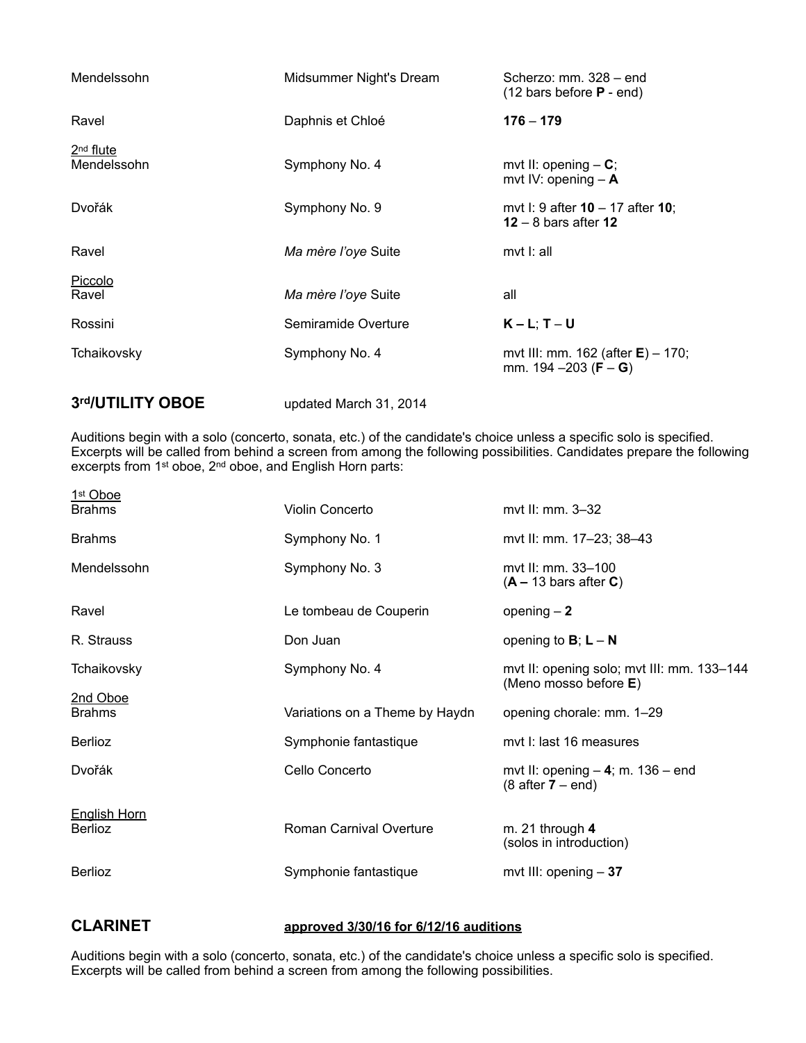| | | |
|---|---|---|
| Mendelssohn | Midsummer Night's Dream | Scherzo: mm. 328 – end (12 bars before **P** - end) |
| Ravel | Daphnis et Chloé | **176** – **179** |
| <u>2nd flute</u> | | |
| Mendelssohn | Symphony No. 4 | mvt II: opening – **C**; mvt IV: opening – **A** |
| Dvořák | Symphony No. 9 | mvt I: 9 after **10** – 17 after **10**; **12** – 8 bars after **12** |
| Ravel | *Ma mère l'oye* Suite | mvt I: all |
| <u>Piccolo</u> | | |
| Ravel | *Ma mère l'oye* Suite | all |
| Rossini | Semiramide Overture | **K – L**; **T** – **U** |
| Tchaikovsky | Symphony No. 4 | mvt III: mm. 162 (after **E**) – 170; mm. 194 –203 (**F** – **G**) |

## 3rd/UTILITY OBOE

updated March 31, 2014

Auditions begin with a solo (concerto, sonata, etc.) of the candidate's choice unless a specific solo is specified. Excerpts will be called from behind a screen from among the following possibilities. Candidates prepare the following excerpts from 1st oboe, 2nd oboe, and English Horn parts:

| | | |
|---|---|---|
| <u>1st Oboe</u> | | |
| Brahms | Violin Concerto | mvt II: mm. 3–32 |
| Brahms | Symphony No. 1 | mvt II: mm. 17–23; 38–43 |
| Mendelssohn | Symphony No. 3 | mvt II: mm. 33–100 (**A –** 13 bars after **C**) |
| Ravel | Le tombeau de Couperin | opening – **2** |
| R. Strauss | Don Juan | opening to **B**; **L** – **N** |
| Tchaikovsky | Symphony No. 4 | mvt II: opening solo; mvt III: mm. 133–144 (Meno mosso before **E**) |
| <u>2nd Oboe</u> | | |
| Brahms | Variations on a Theme by Haydn | opening chorale: mm. 1–29 |
| Berlioz | Symphonie fantastique | mvt I: last 16 measures |
| Dvořák | Cello Concerto | mvt II: opening – **4**; m. 136 – end (8 after **7** – end) |
| <u>English Horn</u> | | |
| Berlioz | Roman Carnival Overture | m. 21 through **4** (solos in introduction) |
| Berlioz | Symphonie fantastique | mvt III: opening – **37** |

## CLARINET

**<u>approved 3/30/16 for 6/12/16 auditions</u>**

Auditions begin with a solo (concerto, sonata, etc.) of the candidate's choice unless a specific solo is specified. Excerpts will be called from behind a screen from among the following possibilities.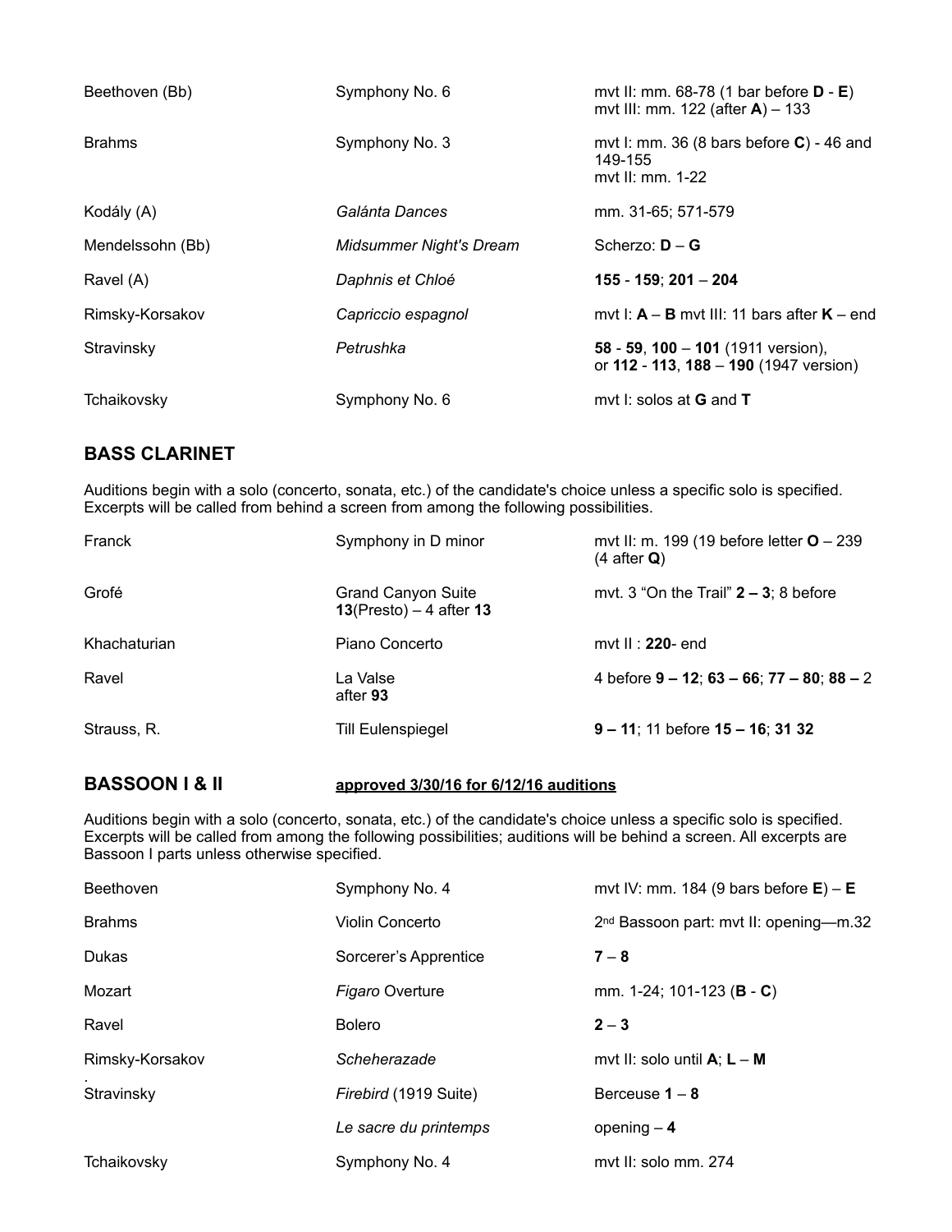| | | |
|---|---|---|
| Beethoven (Bb) | Symphony No. 6 | mvt II: mm. 68-78 (1 bar before **D** - **E**)<br>mvt III: mm. 122 (after **A**) – 133 |
| Brahms | Symphony No. 3 | mvt I: mm. 36 (8 bars before **C**) - 46 and 149-155<br>mvt II: mm. 1-22 |
| Kodály (A) | *Galánta Dances* | mm. 31-65; 571-579 |
| Mendelssohn (Bb) | *Midsummer Night's Dream* | Scherzo: **D** – **G** |
| Ravel (A) | *Daphnis et Chloé* | **155** - **159**; **201** – **204** |
| Rimsky-Korsakov | *Capriccio espagnol* | mvt I: **A** – **B** mvt III: 11 bars after **K** – end |
| Stravinsky | *Petrushka* | **58** - **59**, **100** – **101** (1911 version),<br>or **112** - **113**, **188** – **190** (1947 version) |
| Tchaikovsky | Symphony No. 6 | mvt I: solos at **G** and **T** |

## BASS CLARINET

Auditions begin with a solo (concerto, sonata, etc.) of the candidate's choice unless a specific solo is specified. Excerpts will be called from behind a screen from among the following possibilities.

| | | |
|---|---|---|
| Franck | Symphony in D minor | mvt II: m. 199 (19 before letter **O** – 239 (4 after **Q**) |
| Grofé | Grand Canyon Suite<br>**13**(Presto) – 4 after **13** | mvt. 3 "On the Trail" **2 – 3**; 8 before |
| Khachaturian | Piano Concerto | mvt II : **220**- end |
| Ravel | La Valse<br>after **93** | 4 before **9 – 12**; **63 – 66**; **77 – 80**; **88 –** 2 |
| Strauss, R. | Till Eulenspiegel | **9 – 11**; 11 before **15 – 16**; **31 32** |

## BASSOON I & II &nbsp;&nbsp;&nbsp;&nbsp; approved 3/30/16 for 6/12/16 auditions

Auditions begin with a solo (concerto, sonata, etc.) of the candidate's choice unless a specific solo is specified. Excerpts will be called from among the following possibilities; auditions will be behind a screen. All excerpts are Bassoon I parts unless otherwise specified.

| | | |
|---|---|---|
| Beethoven | Symphony No. 4 | mvt IV: mm. 184 (9 bars before **E**) – **E** |
| Brahms | Violin Concerto | 2nd Bassoon part: mvt II: opening—m.32 |
| Dukas | Sorcerer's Apprentice | **7** – **8** |
| Mozart | *Figaro* Overture | mm. 1-24; 101-123 (**B** - **C**) |
| Ravel | Bolero | **2** – **3** |
| Rimsky-Korsakov | *Scheherazade* | mvt II: solo until **A**; **L** – **M** |
| Stravinsky | *Firebird* (1919 Suite) | Berceuse **1** – **8** |
| | *Le sacre du printemps* | opening – **4** |
| Tchaikovsky | Symphony No. 4 | mvt II: solo mm. 274 |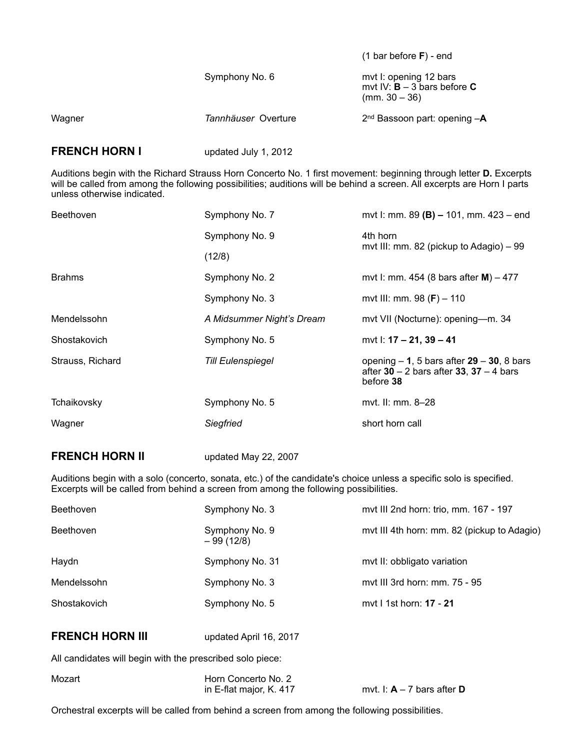| | | |
|---|---|---|
| | | (1 bar before **F**) - end |
| | Symphony No. 6 | mvt I: opening 12 bars<br>mvt IV: **B** – 3 bars before **C** (mm. 30 – 36) |
| Wagner | *Tannhäuser* Overture | 2nd Bassoon part: opening –**A** |

## FRENCH HORN I

updated July 1, 2012

Auditions begin with the Richard Strauss Horn Concerto No. 1 first movement: beginning through letter **D.** Excerpts will be called from among the following possibilities; auditions will be behind a screen. All excerpts are Horn I parts unless otherwise indicated.

| | | |
|---|---|---|
| Beethoven | Symphony No. 7 | mvt I: mm. 89 **(B) –** 101, mm. 423 – end |
| | Symphony No. 9<br>(12/8) | 4th horn<br>mvt III: mm. 82 (pickup to Adagio) – 99 |
| Brahms | Symphony No. 2 | mvt I: mm. 454 (8 bars after **M**) – 477 |
| | Symphony No. 3 | mvt III: mm. 98 (**F**) – 110 |
| Mendelssohn | *A Midsummer Night's Dream* | mvt VII (Nocturne): opening—m. 34 |
| Shostakovich | Symphony No. 5 | mvt I: **17 – 21, 39 – 41** |
| Strauss, Richard | *Till Eulenspiegel* | opening – **1**, 5 bars after **29** – **30**, 8 bars after **30** – 2 bars after **33**, **37** – 4 bars before **38** |
| Tchaikovsky | Symphony No. 5 | mvt. II: mm. 8–28 |
| Wagner | *Siegfried* | short horn call |

## FRENCH HORN II

updated May 22, 2007

Auditions begin with a solo (concerto, sonata, etc.) of the candidate's choice unless a specific solo is specified. Excerpts will be called from behind a screen from among the following possibilities.

| | | |
|---|---|---|
| Beethoven | Symphony No. 3 | mvt III 2nd horn: trio, mm. 167 - 197 |
| Beethoven | Symphony No. 9<br>– 99 (12/8) | mvt III 4th horn: mm. 82 (pickup to Adagio) |
| Haydn | Symphony No. 31 | mvt II: obbligato variation |
| Mendelssohn | Symphony No. 3 | mvt III 3rd horn: mm. 75 - 95 |
| Shostakovich | Symphony No. 5 | mvt I 1st horn: **17** - **21** |

## FRENCH HORN III

updated April 16, 2017

All candidates will begin with the prescribed solo piece:

| | | |
|---|---|---|
| Mozart | Horn Concerto No. 2<br>in E-flat major, K. 417 | mvt. I: **A** – 7 bars after **D** |

Orchestral excerpts will be called from behind a screen from among the following possibilities.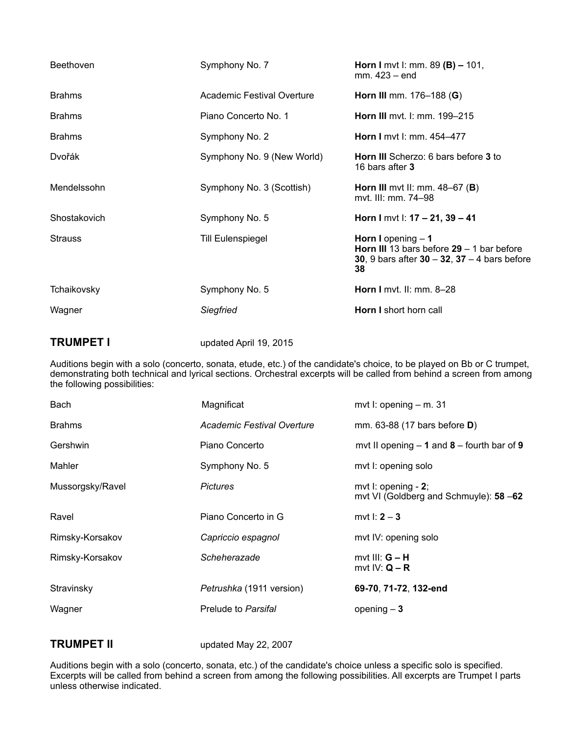| | | |
|---|---|---|
| Beethoven | Symphony No. 7 | **Horn I** mvt I: mm. 89 **(B) –** 101, mm. 423 – end |
| Brahms | Academic Festival Overture | **Horn III** mm. 176–188 (**G**) |
| Brahms | Piano Concerto No. 1 | **Horn III** mvt. I: mm. 199–215 |
| Brahms | Symphony No. 2 | **Horn I** mvt I: mm. 454–477 |
| Dvořák | Symphony No. 9 (New World) | **Horn III** Scherzo: 6 bars before **3** to 16 bars after **3** |
| Mendelssohn | Symphony No. 3 (Scottish) | **Horn III** mvt II: mm. 48–67 (**B**) mvt. III: mm. 74–98 |
| Shostakovich | Symphony No. 5 | **Horn I** mvt I: **17 – 21, 39 – 41** |
| Strauss | Till Eulenspiegel | **Horn I** opening – **1** **Horn III** 13 bars before **29** – 1 bar before **30**, 9 bars after **30** – **32**, **37** – 4 bars before **38** |
| Tchaikovsky | Symphony No. 5 | **Horn I** mvt. II: mm. 8–28 |
| Wagner | *Siegfried* | **Horn I** short horn call |

## TRUMPET I

updated April 19, 2015

Auditions begin with a solo (concerto, sonata, etude, etc.) of the candidate's choice, to be played on Bb or C trumpet, demonstrating both technical and lyrical sections. Orchestral excerpts will be called from behind a screen from among the following possibilities:

| | | |
|---|---|---|
| Bach | Magnificat | mvt I: opening – m. 31 |
| Brahms | *Academic Festival Overture* | mm. 63-88 (17 bars before **D**) |
| Gershwin | Piano Concerto | mvt II opening – **1** and **8** – fourth bar of **9** |
| Mahler | Symphony No. 5 | mvt I: opening solo |
| Mussorgsky/Ravel | *Pictures* | mvt I: opening - **2**; mvt VI (Goldberg and Schmuyle): **58** –**62** |
| Ravel | Piano Concerto in G | mvt I: **2** – **3** |
| Rimsky-Korsakov | *Capriccio espagnol* | mvt IV: opening solo |
| Rimsky-Korsakov | *Scheherazade* | mvt III: **G – H** mvt IV: **Q – R** |
| Stravinsky | *Petrushka* (1911 version) | **69-70**, **71-72**, **132-end** |
| Wagner | Prelude to *Parsifal* | opening – **3** |

## TRUMPET II

updated May 22, 2007

Auditions begin with a solo (concerto, sonata, etc.) of the candidate's choice unless a specific solo is specified. Excerpts will be called from behind a screen from among the following possibilities. All excerpts are Trumpet I parts unless otherwise indicated.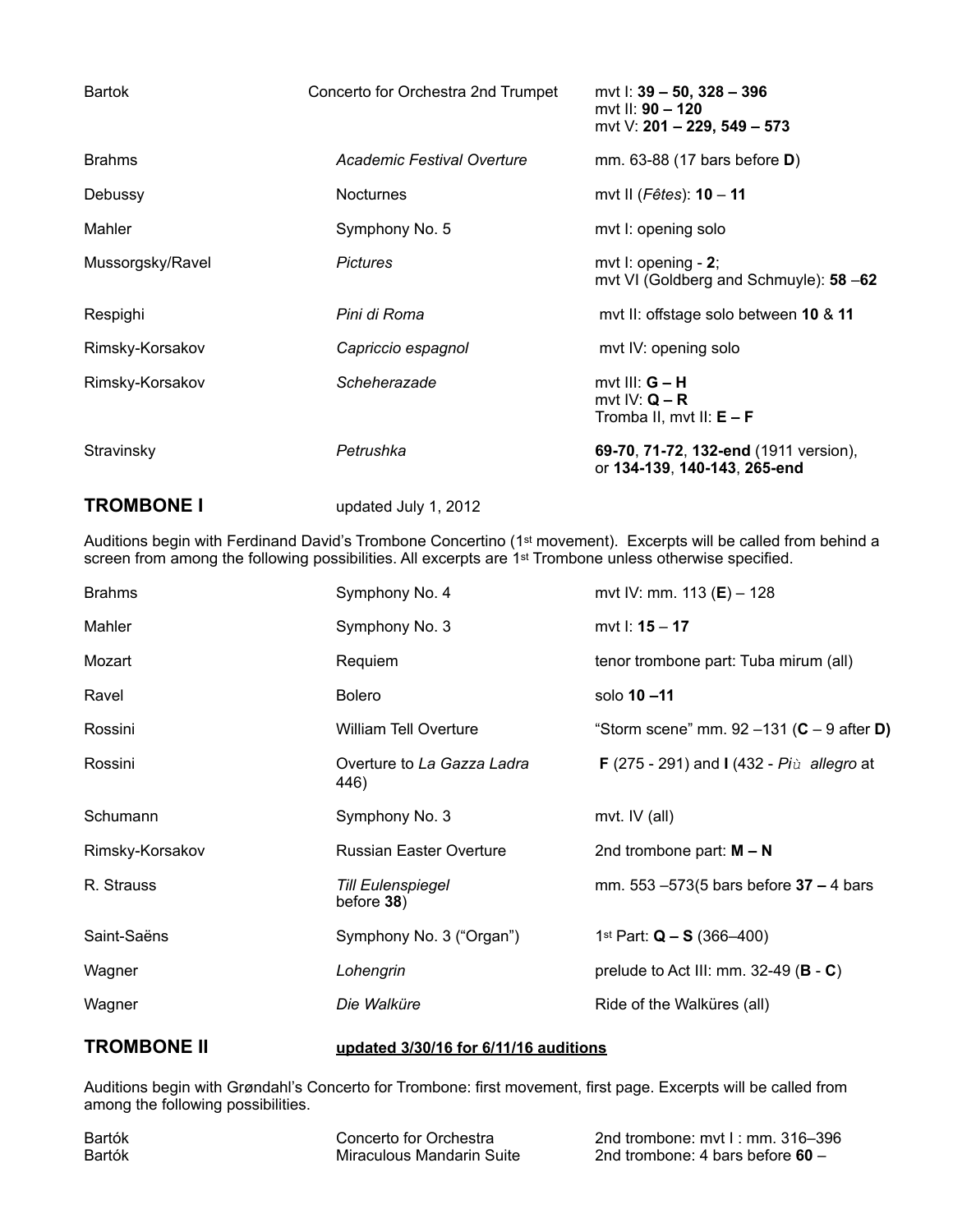| | | |
|---|---|---|
| Bartok | Concerto for Orchestra 2nd Trumpet | mvt I: **39 – 50, 328 – 396**<br>mvt II: **90 – 120**<br>mvt V: **201 – 229, 549 – 573** |
| Brahms | *Academic Festival Overture* | mm. 63-88 (17 bars before **D**) |
| Debussy | Nocturnes | mvt II (*Fêtes*): **10** – **11** |
| Mahler | Symphony No. 5 | mvt I: opening solo |
| Mussorgsky/Ravel | *Pictures* | mvt I: opening - **2**;<br>mvt VI (Goldberg and Schmuyle): **58** –**62** |
| Respighi | *Pini di Roma* | mvt II: offstage solo between **10** & **11** |
| Rimsky-Korsakov | *Capriccio espagnol* | mvt IV: opening solo |
| Rimsky-Korsakov | *Scheherazade* | mvt III: **G – H**<br>mvt IV: **Q – R**<br>Tromba II, mvt II: **E – F** |
| Stravinsky | *Petrushka* | **69-70**, **71-72**, **132-end** (1911 version), or **134-139**, **140-143**, **265-end** |

## TROMBONE I

updated July 1, 2012

Auditions begin with Ferdinand David's Trombone Concertino (1st movement). Excerpts will be called from behind a screen from among the following possibilities. All excerpts are 1st Trombone unless otherwise specified.

| | | |
|---|---|---|
| Brahms | Symphony No. 4 | mvt IV: mm. 113 (**E**) – 128 |
| Mahler | Symphony No. 3 | mvt I: **15** – **17** |
| Mozart | Requiem | tenor trombone part: Tuba mirum (all) |
| Ravel | Bolero | solo **10** –**11** |
| Rossini | William Tell Overture | "Storm scene" mm. 92 –131 (**C** – 9 after **D**) |
| Rossini | Overture to *La Gazza Ladra* | **F** (275 - 291) and **I** (432 - *Più allegro* at 446) |
| Schumann | Symphony No. 3 | mvt. IV (all) |
| Rimsky-Korsakov | Russian Easter Overture | 2nd trombone part: **M – N** |
| R. Strauss | *Till Eulenspiegel* | mm. 553 –573(5 bars before **37 –** 4 bars before **38**) |
| Saint-Saëns | Symphony No. 3 ("Organ") | 1st Part: **Q – S** (366–400) |
| Wagner | *Lohengrin* | prelude to Act III: mm. 32-49 (**B** - **C**) |
| Wagner | *Die Walküre* | Ride of the Walküres (all) |

## TROMBONE II

**updated 3/30/16 for 6/11/16 auditions**

Auditions begin with Grøndahl's Concerto for Trombone: first movement, first page. Excerpts will be called from among the following possibilities.

| | | |
|---|---|---|
| Bartók | Concerto for Orchestra | 2nd trombone: mvt I : mm. 316–396 |
| Bartók | Miraculous Mandarin Suite | 2nd trombone: 4 bars before **60** – |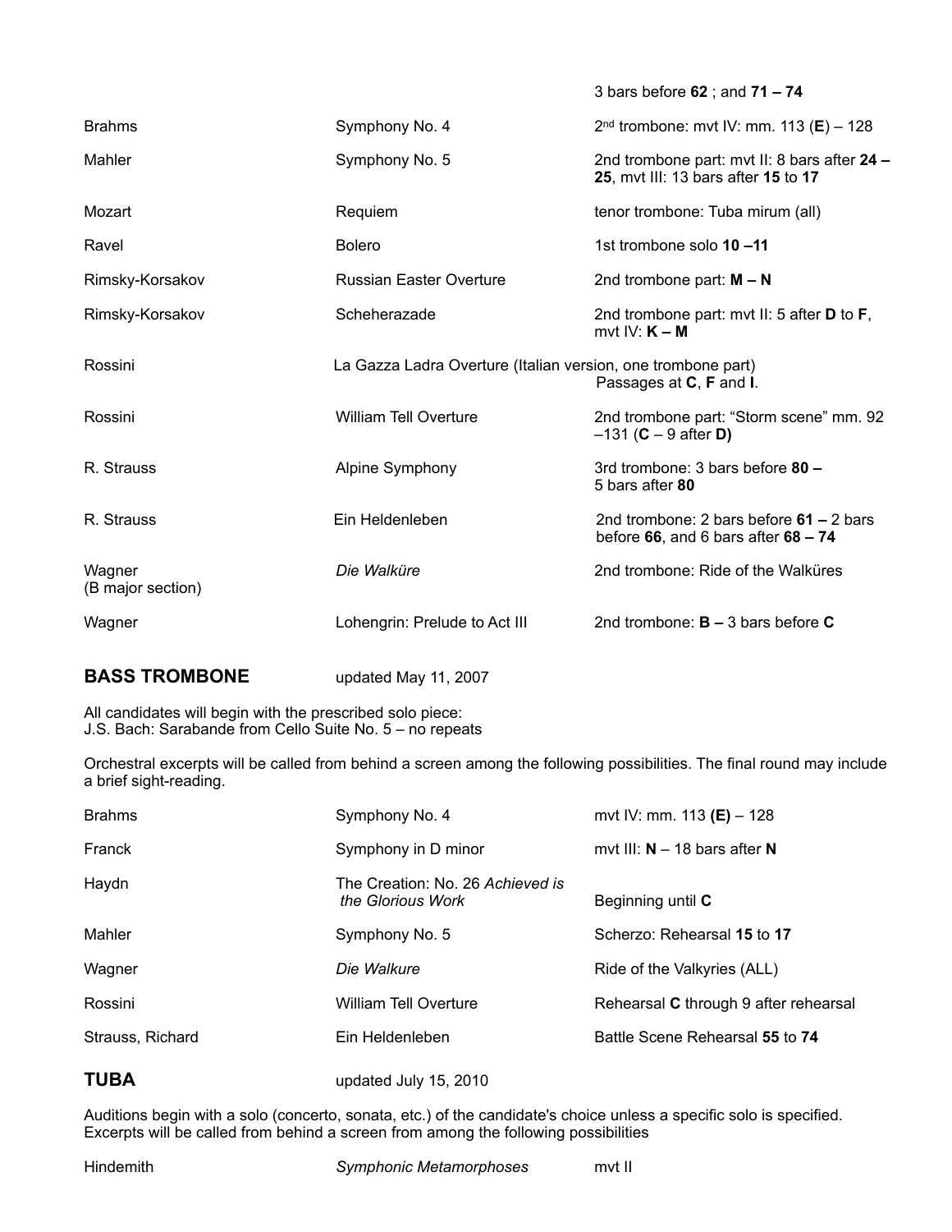| | | |
|---|---|---|
| | | 3 bars before **62** ; and **71 – 74** |
| Brahms | Symphony No. 4 | 2nd trombone: mvt IV: mm. 113 (**E**) – 128 |
| Mahler | Symphony No. 5 | 2nd trombone part: mvt II: 8 bars after **24 – 25**, mvt III: 13 bars after **15** to **17** |
| Mozart | Requiem | tenor trombone: Tuba mirum (all) |
| Ravel | Bolero | 1st trombone solo **10 –11** |
| Rimsky-Korsakov | Russian Easter Overture | 2nd trombone part: **M – N** |
| Rimsky-Korsakov | Scheherazade | 2nd trombone part: mvt II: 5 after **D** to **F**, mvt IV: **K – M** |
| Rossini | La Gazza Ladra Overture (Italian version, one trombone part) | Passages at **C**, **F** and **I**. |
| Rossini | William Tell Overture | 2nd trombone part: "Storm scene" mm. 92 –131 (**C** – 9 after **D)** |
| R. Strauss | Alpine Symphony | 3rd trombone: 3 bars before **80 –** 5 bars after **80** |
| R. Strauss | Ein Heldenleben | 2nd trombone: 2 bars before **61 –** 2 bars before **66**, and 6 bars after **68 – 74** |
| Wagner (B major section) | *Die Walküre* | 2nd trombone: Ride of the Walküres |
| Wagner | Lohengrin: Prelude to Act III | 2nd trombone: **B –** 3 bars before **C** |

## BASS TROMBONE

updated May 11, 2007

All candidates will begin with the prescribed solo piece:
J.S. Bach: Sarabande from Cello Suite No. 5 – no repeats

Orchestral excerpts will be called from behind a screen among the following possibilities. The final round may include a brief sight-reading.

| | | |
|---|---|---|
| Brahms | Symphony No. 4 | mvt IV: mm. 113 **(E)** – 128 |
| Franck | Symphony in D minor | mvt III: **N** – 18 bars after **N** |
| Haydn | The Creation: No. 26 *Achieved is the Glorious Work* | Beginning until **C** |
| Mahler | Symphony No. 5 | Scherzo: Rehearsal **15** to **17** |
| Wagner | *Die Walkure* | Ride of the Valkyries (ALL) |
| Rossini | William Tell Overture | Rehearsal **C** through 9 after rehearsal |
| Strauss, Richard | Ein Heldenleben | Battle Scene Rehearsal **55** to **74** |

## TUBA

updated July 15, 2010

Auditions begin with a solo (concerto, sonata, etc.) of the candidate's choice unless a specific solo is specified. Excerpts will be called from behind a screen from among the following possibilities

| | | |
|---|---|---|
| Hindemith | *Symphonic Metamorphoses* | mvt II |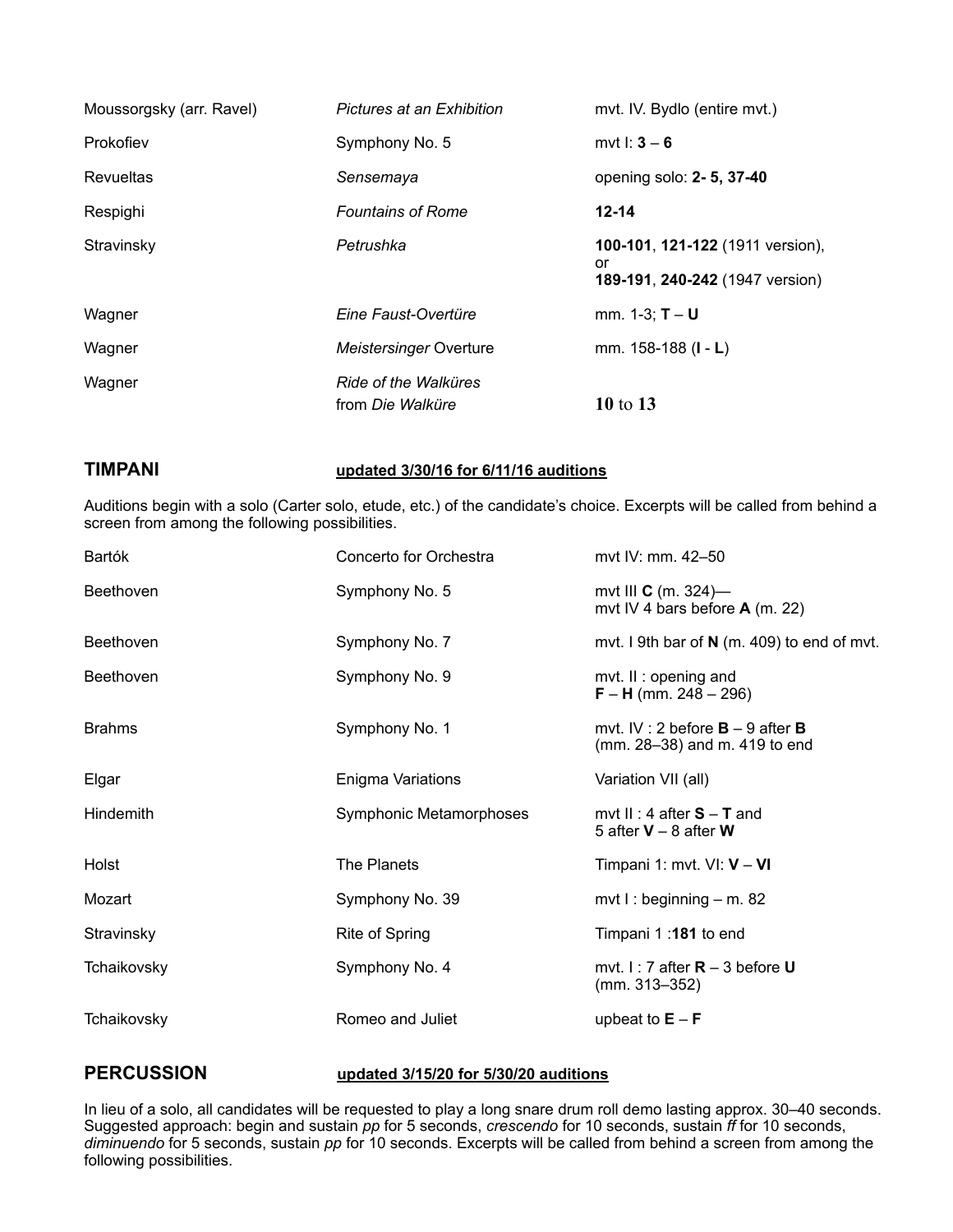| | | |
|---|---|---|
| Moussorgsky (arr. Ravel) | *Pictures at an Exhibition* | mvt. IV. Bydlo (entire mvt.) |
| Prokofiev | Symphony No. 5 | mvt I: **3** – **6** |
| Revueltas | *Sensemaya* | opening solo: **2- 5, 37-40** |
| Respighi | *Fountains of Rome* | **12-14** |
| Stravinsky | *Petrushka* | **100-101**, **121-122** (1911 version), or **189-191**, **240-242** (1947 version) |
| Wagner | *Eine Faust-Overtüre* | mm. 1-3; **T** – **U** |
| Wagner | *Meistersinger* Overture | mm. 158-188 (**I** - **L**) |
| Wagner | *Ride of the Walküres* from *Die Walküre* | **10** to **13** |

## TIMPANI

**updated 3/30/16 for 6/11/16 auditions**

Auditions begin with a solo (Carter solo, etude, etc.) of the candidate's choice. Excerpts will be called from behind a screen from among the following possibilities.

| | | |
|---|---|---|
| Bartók | Concerto for Orchestra | mvt IV: mm. 42–50 |
| Beethoven | Symphony No. 5 | mvt III **C** (m. 324)— mvt IV 4 bars before **A** (m. 22) |
| Beethoven | Symphony No. 7 | mvt. I 9th bar of **N** (m. 409) to end of mvt. |
| Beethoven | Symphony No. 9 | mvt. II : opening and **F** – **H** (mm. 248 – 296) |
| Brahms | Symphony No. 1 | mvt. IV : 2 before **B** – 9 after **B** (mm. 28–38) and m. 419 to end |
| Elgar | Enigma Variations | Variation VII (all) |
| Hindemith | Symphonic Metamorphoses | mvt II : 4 after **S** – **T** and 5 after **V** – 8 after **W** |
| Holst | The Planets | Timpani 1: mvt. VI: **V** – **VI** |
| Mozart | Symphony No. 39 | mvt I : beginning – m. 82 |
| Stravinsky | Rite of Spring | Timpani 1 :**181** to end |
| Tchaikovsky | Symphony No. 4 | mvt. I : 7 after **R** – 3 before **U** (mm. 313–352) |
| Tchaikovsky | Romeo and Juliet | upbeat to **E** – **F** |

## PERCUSSION

**updated 3/15/20 for 5/30/20 auditions**

In lieu of a solo, all candidates will be requested to play a long snare drum roll demo lasting approx. 30–40 seconds. Suggested approach: begin and sustain *pp* for 5 seconds, *crescendo* for 10 seconds, sustain *ff* for 10 seconds, *diminuendo* for 5 seconds, sustain *pp* for 10 seconds. Excerpts will be called from behind a screen from among the following possibilities.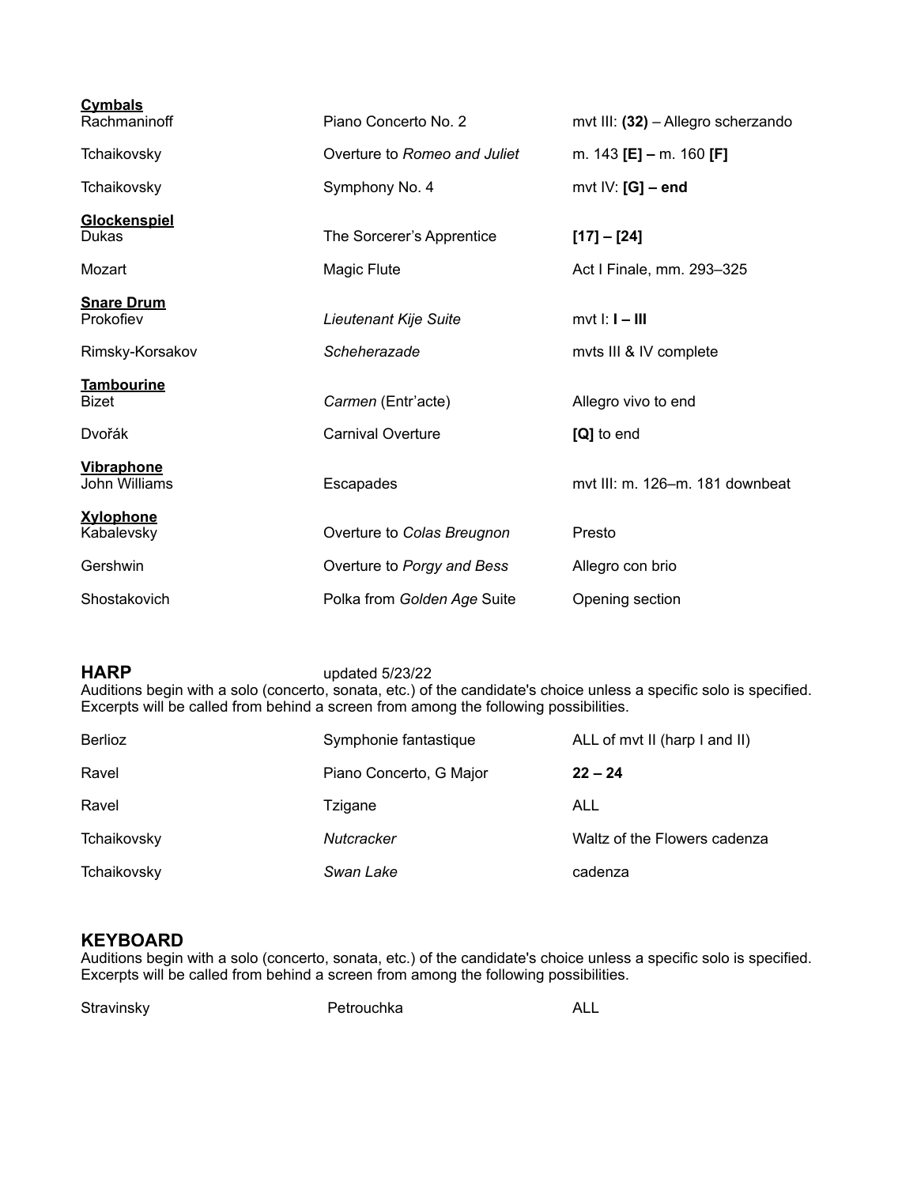**Cymbals**

| | | |
|---|---|---|
| Rachmaninoff | Piano Concerto No. 2 | mvt III: **(32)** – Allegro scherzando |
| Tchaikovsky | Overture to *Romeo and Juliet* | m. 143 **[E] –** m. 160 **[F]** |
| Tchaikovsky | Symphony No. 4 | mvt IV: **[G] – end** |

**Glockenspiel**

| | | |
|---|---|---|
| Dukas | The Sorcerer's Apprentice | **[17] – [24]** |
| Mozart | Magic Flute | Act I Finale, mm. 293–325 |

**Snare Drum**

| | | |
|---|---|---|
| Prokofiev | *Lieutenant Kije Suite* | mvt I: **I – III** |
| Rimsky-Korsakov | *Scheherazade* | mvts III & IV complete |

**Tambourine**

| | | |
|---|---|---|
| Bizet | *Carmen* (Entr'acte) | Allegro vivo to end |
| Dvořák | Carnival Overture | **[Q]** to end |

**Vibraphone**

| | | |
|---|---|---|
| John Williams | Escapades | mvt III: m. 126–m. 181 downbeat |

**Xylophone**

| | | |
|---|---|---|
| Kabalevsky | Overture to *Colas Breugnon* | Presto |
| Gershwin | Overture to *Porgy and Bess* | Allegro con brio |
| Shostakovich | Polka from *Golden Age* Suite | Opening section |

## HARP

updated 5/23/22

Auditions begin with a solo (concerto, sonata, etc.) of the candidate's choice unless a specific solo is specified. Excerpts will be called from behind a screen from among the following possibilities.

| | | |
|---|---|---|
| Berlioz | Symphonie fantastique | ALL of mvt II (harp I and II) |
| Ravel | Piano Concerto, G Major | **22 – 24** |
| Ravel | Tzigane | ALL |
| Tchaikovsky | *Nutcracker* | Waltz of the Flowers cadenza |
| Tchaikovsky | *Swan Lake* | cadenza |

## KEYBOARD

Auditions begin with a solo (concerto, sonata, etc.) of the candidate's choice unless a specific solo is specified. Excerpts will be called from behind a screen from among the following possibilities.

| | | |
|---|---|---|
| Stravinsky | Petrouchka | ALL |